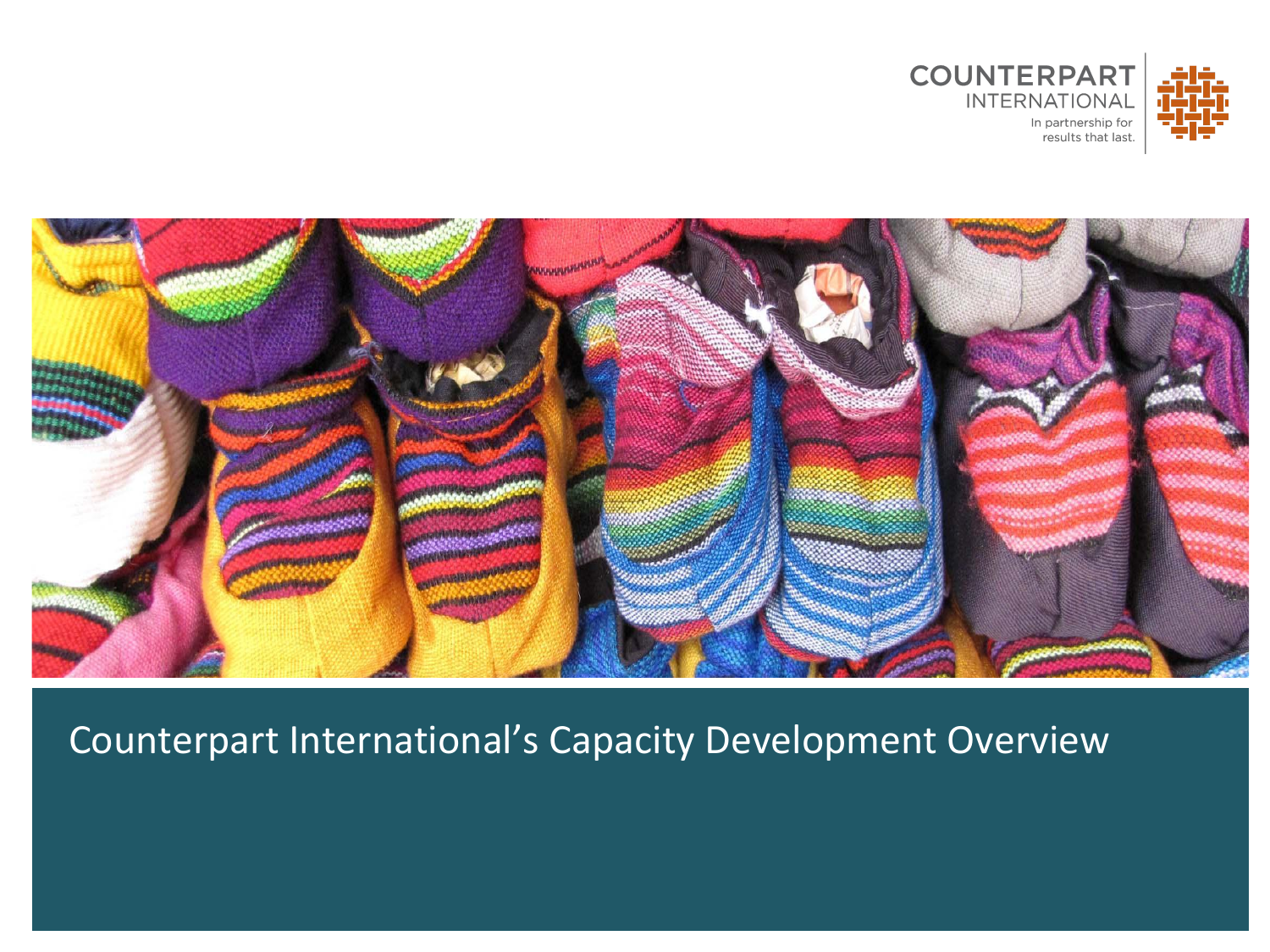COUNTERPART INTERNATIONAL

In partnership for results that last.

# Counterpart International's Capacity Development Overview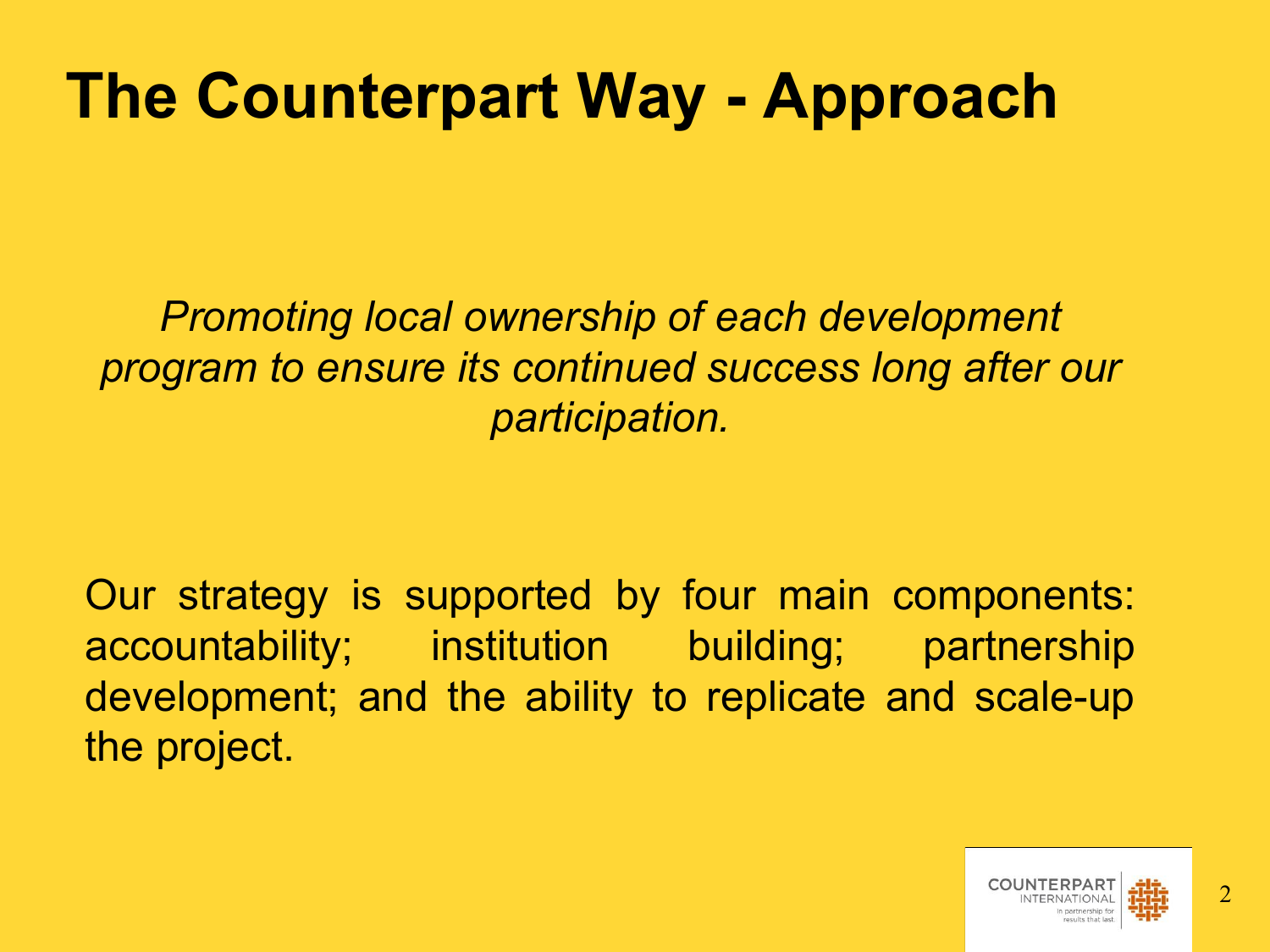# The Counterpart Way - Approach

*Promoting local ownership of each development program to ensure its continued success long after our participation.*

Our strategy is supported by four main components: accountability; institution building; partnership development; and the ability to replicate and scale-up the project.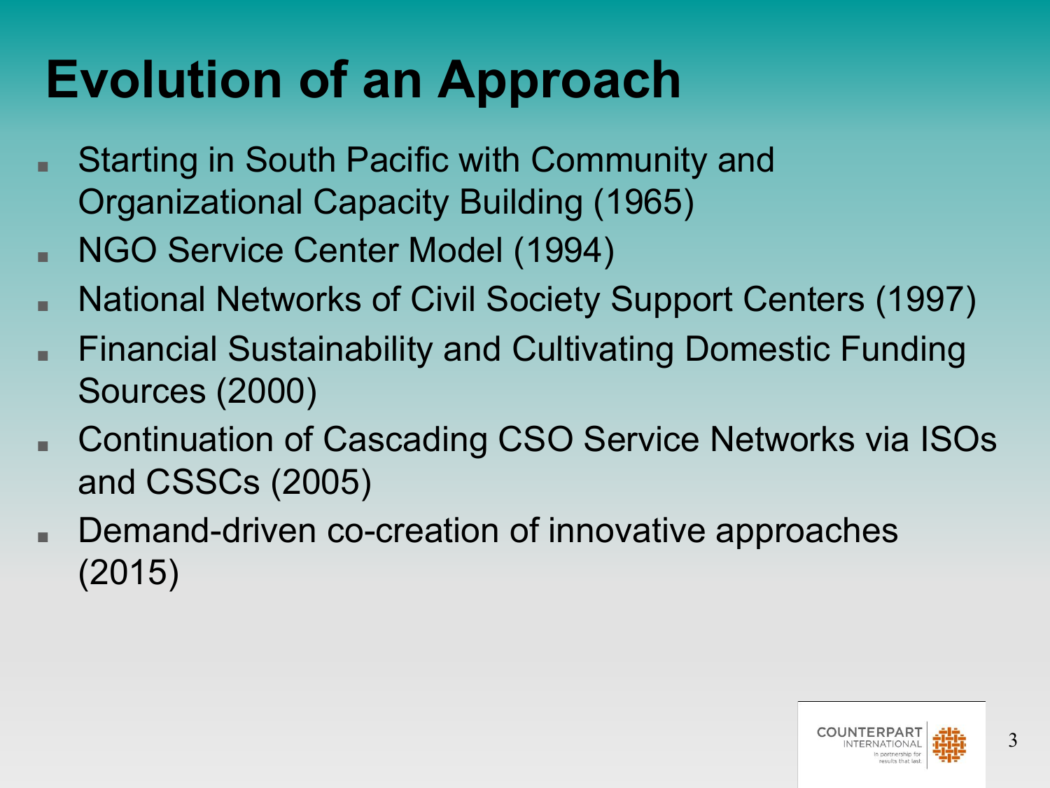# Evolution of an Approach

- Starting in South Pacific with Community and Organizational Capacity Building (1965)
- NGO Service Center Model (1994)
- National Networks of Civil Society Support Centers (1997)
- Financial Sustainability and Cultivating Domestic Funding Sources (2000)
- Continuation of Cascading CSO Service Networks via ISOs and CSSCs (2005)
- Demand-driven co-creation of innovative approaches (2015)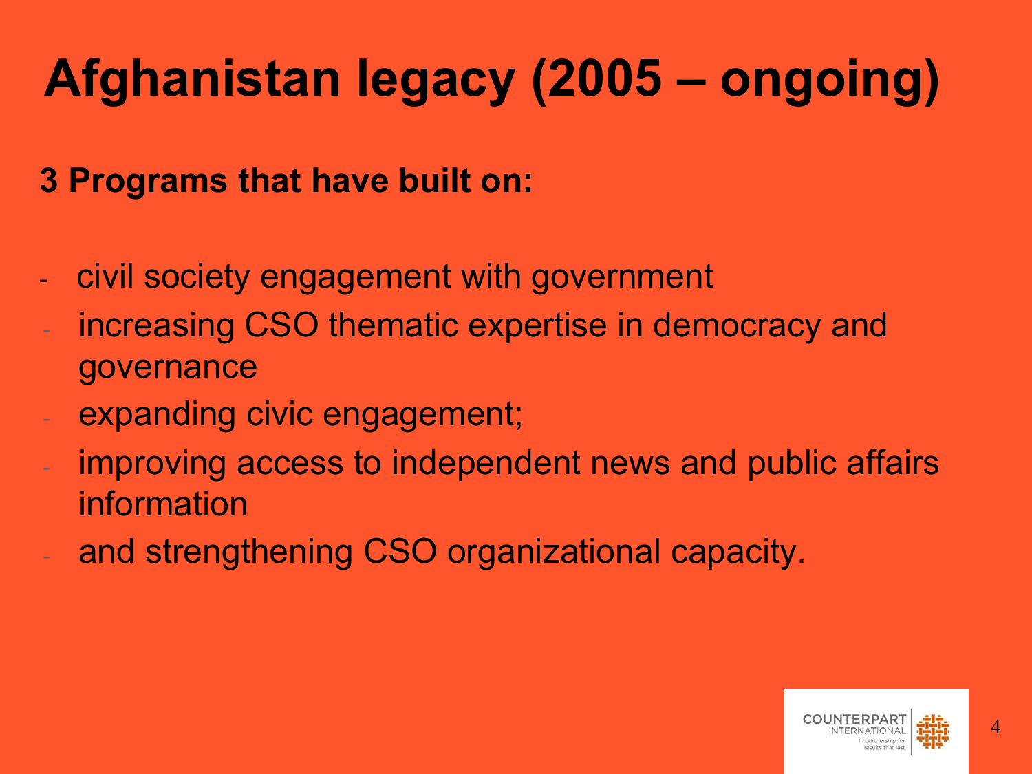# Afghanistan legacy (2005 – ongoing)

**3 Programs that have built on:**

- civil society engagement with government
- increasing CSO thematic expertise in democracy and governance
- expanding civic engagement;
- improving access to independent news and public affairs information
- and strengthening CSO organizational capacity.

COUNTERPART INTERNATIONAL
In partnership for results that last.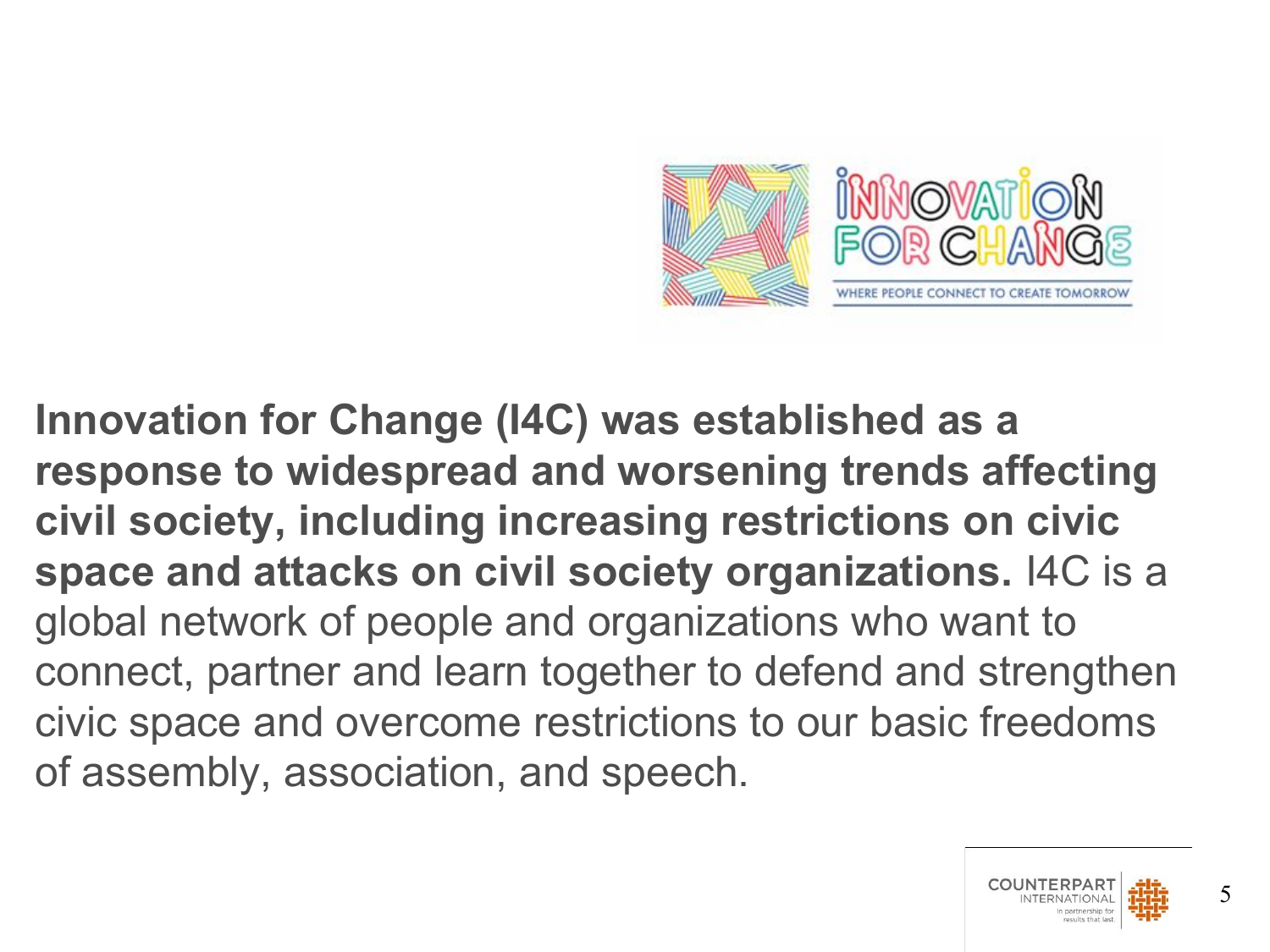**Innovation for Change (I4C) was established as a response to widespread and worsening trends affecting civil society, including increasing restrictions on civic space and attacks on civil society organizations.** I4C is a global network of people and organizations who want to connect, partner and learn together to defend and strengthen civic space and overcome restrictions to our basic freedoms of assembly, association, and speech.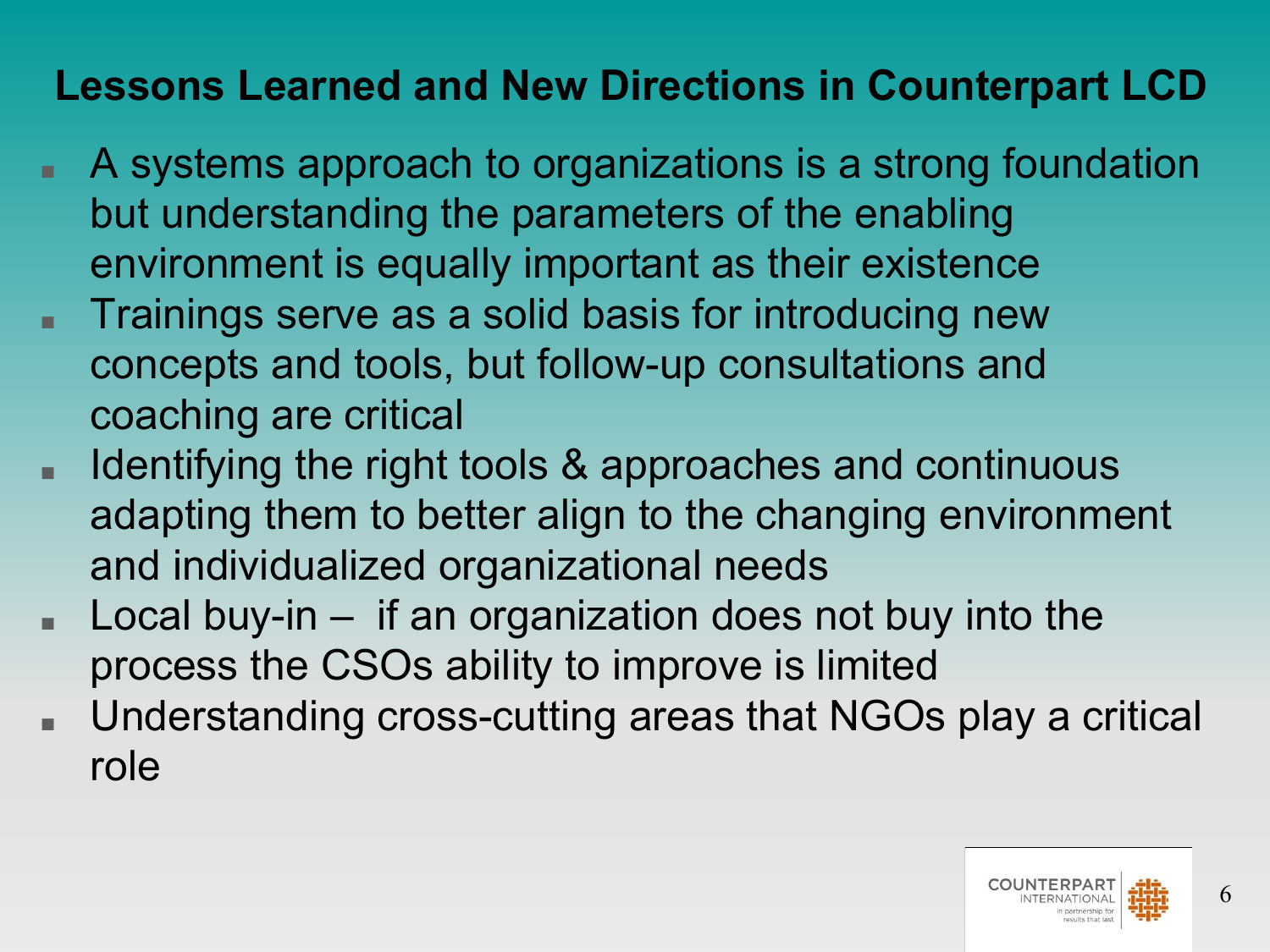## Lessons Learned and New Directions in Counterpart LCD

- A systems approach to organizations is a strong foundation but understanding the parameters of the enabling environment is equally important as their existence
- Trainings serve as a solid basis for introducing new concepts and tools, but follow-up consultations and coaching are critical
- Identifying the right tools & approaches and continuous adapting them to better align to the changing environment and individualized organizational needs
- Local buy-in – if an organization does not buy into the process the CSOs ability to improve is limited
- Understanding cross-cutting areas that NGOs play a critical role